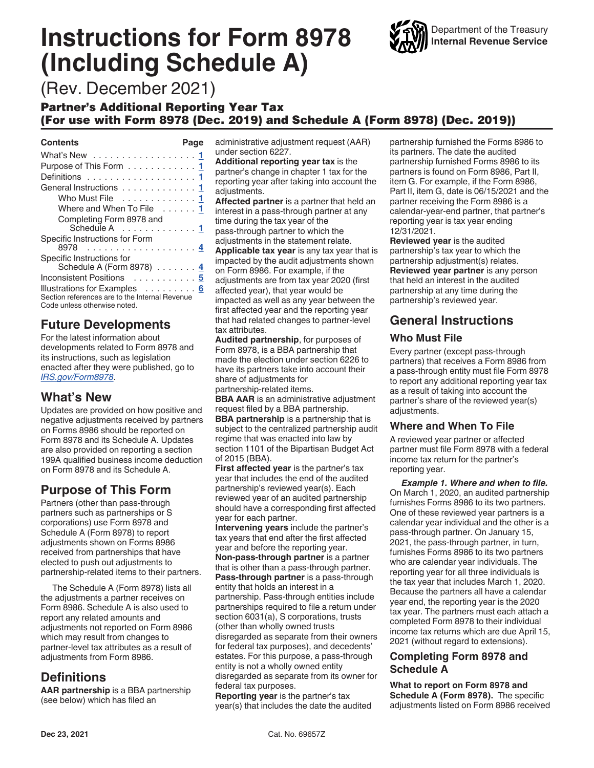# Instructions for Form 8978 (Including Schedule A)

Department of the Treasury
Internal Revenue Service

(Rev. December 2021)

## Partner's Additional Reporting Year Tax (For use with Form 8978 (Dec. 2019) and Schedule A (Form 8978) (Dec. 2019))

| Contents | Page |
|---|---|
| What's New | 1 |
| Purpose of This Form | 1 |
| Definitions | 1 |
| General Instructions | 1 |
| Who Must File | 1 |
| Where and When To File | 1 |
| Completing Form 8978 and Schedule A | 1 |
| Specific Instructions for Form 8978 | 4 |
| Specific Instructions for Schedule A (Form 8978) | 4 |
| Inconsistent Positions | 5 |
| Illustrations for Examples | 6 |

Section references are to the Internal Revenue Code unless otherwise noted.

## Future Developments

For the latest information about developments related to Form 8978 and its instructions, such as legislation enacted after they were published, go to *IRS.gov/Form8978*.

## What's New

Updates are provided on how positive and negative adjustments received by partners on Forms 8986 should be reported on Form 8978 and its Schedule A. Updates are also provided on reporting a section 199A qualified business income deduction on Form 8978 and its Schedule A.

## Purpose of This Form

Partners (other than pass-through partners such as partnerships or S corporations) use Form 8978 and Schedule A (Form 8978) to report adjustments shown on Forms 8986 received from partnerships that have elected to push out adjustments to partnership-related items to their partners.

The Schedule A (Form 8978) lists all the adjustments a partner receives on Form 8986. Schedule A is also used to report any related amounts and adjustments not reported on Form 8986 which may result from changes to partner-level tax attributes as a result of adjustments from Form 8986.

## Definitions

**AAR partnership** is a BBA partnership (see below) which has filed an administrative adjustment request (AAR) under section 6227.

**Additional reporting year tax** is the partner's change in chapter 1 tax for the reporting year after taking into account the adjustments.

**Affected partner** is a partner that held an interest in a pass-through partner at any time during the tax year of the pass-through partner to which the adjustments in the statement relate.

**Applicable tax year** is any tax year that is impacted by the audit adjustments shown on Form 8986. For example, if the adjustments are from tax year 2020 (first affected year), that year would be impacted as well as any year between the first affected year and the reporting year that had related changes to partner-level tax attributes.

**Audited partnership**, for purposes of Form 8978, is a BBA partnership that made the election under section 6226 to have its partners take into account their share of adjustments for partnership-related items.

**BBA AAR** is an administrative adjustment request filed by a BBA partnership.

**BBA partnership** is a partnership that is subject to the centralized partnership audit regime that was enacted into law by section 1101 of the Bipartisan Budget Act of 2015 (BBA).

**First affected year** is the partner's tax year that includes the end of the audited partnership's reviewed year(s). Each reviewed year of an audited partnership should have a corresponding first affected year for each partner.

**Intervening years** include the partner's tax years that end after the first affected year and before the reporting year.

**Non-pass-through partner** is a partner that is other than a pass-through partner.

**Pass-through partner** is a pass-through entity that holds an interest in a partnership. Pass-through entities include partnerships required to file a return under section 6031(a), S corporations, trusts (other than wholly owned trusts disregarded as separate from their owners for federal tax purposes), and decedents' estates. For this purpose, a pass-through entity is not a wholly owned entity disregarded as separate from its owner for federal tax purposes.

**Reporting year** is the partner's tax year(s) that includes the date the audited partnership furnished the Forms 8986 to its partners. The date the audited partnership furnished Forms 8986 to its partners is found on Form 8986, Part II, item G. For example, if the Form 8986, Part II, item G, date is 06/15/2021 and the partner receiving the Form 8986 is a calendar-year-end partner, that partner's reporting year is tax year ending 12/31/2021.

**Reviewed year** is the audited partnership's tax year to which the partnership adjustment(s) relates.

**Reviewed year partner** is any person that held an interest in the audited partnership at any time during the partnership's reviewed year.

## General Instructions

### Who Must File

Every partner (except pass-through partners) that receives a Form 8986 from a pass-through entity must file Form 8978 to report any additional reporting year tax as a result of taking into account the partner's share of the reviewed year(s) adjustments.

### Where and When To File

A reviewed year partner or affected partner must file Form 8978 with a federal income tax return for the partner's reporting year.

***Example 1. Where and when to file.*** On March 1, 2020, an audited partnership furnishes Forms 8986 to its two partners. One of these reviewed year partners is a calendar year individual and the other is a pass-through partner. On January 15, 2021, the pass-through partner, in turn, furnishes Forms 8986 to its two partners who are calendar year individuals. The reporting year for all three individuals is the tax year that includes March 1, 2020. Because the partners all have a calendar year end, the reporting year is the 2020 tax year. The partners must each attach a completed Form 8978 to their individual income tax returns which are due April 15, 2021 (without regard to extensions).

### Completing Form 8978 and Schedule A

**What to report on Form 8978 and Schedule A (Form 8978).** The specific adjustments listed on Form 8986 received

Dec 23, 2021 Cat. No. 69657Z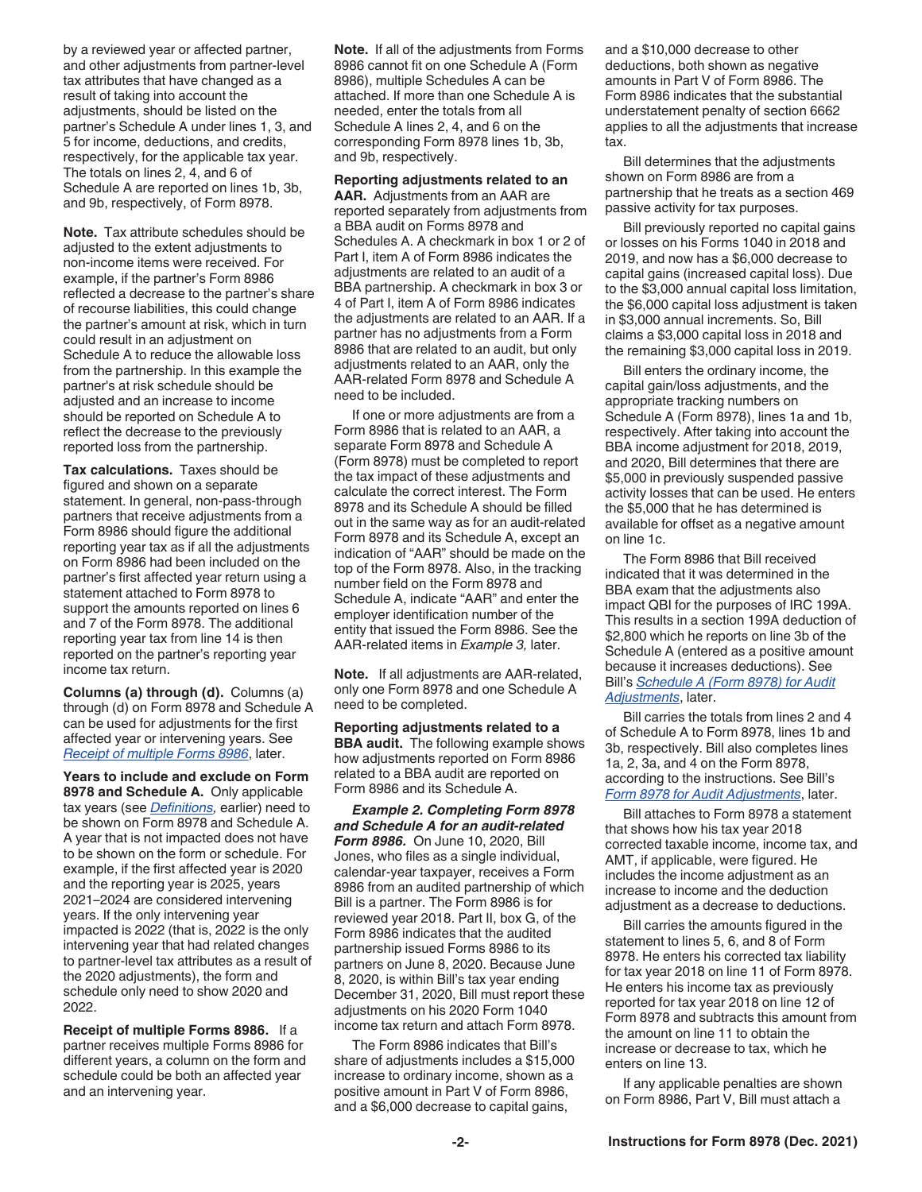by a reviewed year or affected partner, and other adjustments from partner-level tax attributes that have changed as a result of taking into account the adjustments, should be listed on the partner's Schedule A under lines 1, 3, and 5 for income, deductions, and credits, respectively, for the applicable tax year. The totals on lines 2, 4, and 6 of Schedule A are reported on lines 1b, 3b, and 9b, respectively, of Form 8978.

**Note.** Tax attribute schedules should be adjusted to the extent adjustments to non-income items were received. For example, if the partner's Form 8986 reflected a decrease to the partner's share of recourse liabilities, this could change the partner's amount at risk, which in turn could result in an adjustment on Schedule A to reduce the allowable loss from the partnership. In this example the partner's at risk schedule should be adjusted and an increase to income should be reported on Schedule A to reflect the decrease to the previously reported loss from the partnership.

**Tax calculations.** Taxes should be figured and shown on a separate statement. In general, non-pass-through partners that receive adjustments from a Form 8986 should figure the additional reporting year tax as if all the adjustments on Form 8986 had been included on the partner's first affected year return using a statement attached to Form 8978 to support the amounts reported on lines 6 and 7 of the Form 8978. The additional reporting year tax from line 14 is then reported on the partner's reporting year income tax return.

**Columns (a) through (d).** Columns (a) through (d) on Form 8978 and Schedule A can be used for adjustments for the first affected year or intervening years. See *Receipt of multiple Forms 8986*, later.

**Years to include and exclude on Form 8978 and Schedule A.** Only applicable tax years (see *Definitions,* earlier) need to be shown on Form 8978 and Schedule A. A year that is not impacted does not have to be shown on the form or schedule. For example, if the first affected year is 2020 and the reporting year is 2025, years 2021–2024 are considered intervening years. If the only intervening year impacted is 2022 (that is, 2022 is the only intervening year that had related changes to partner-level tax attributes as a result of the 2020 adjustments), the form and schedule only need to show 2020 and 2022.

**Receipt of multiple Forms 8986.** If a partner receives multiple Forms 8986 for different years, a column on the form and schedule could be both an affected year and an intervening year.

**Note.** If all of the adjustments from Forms 8986 cannot fit on one Schedule A (Form 8986), multiple Schedules A can be attached. If more than one Schedule A is needed, enter the totals from all Schedule A lines 2, 4, and 6 on the corresponding Form 8978 lines 1b, 3b, and 9b, respectively.

**Reporting adjustments related to an AAR.** Adjustments from an AAR are reported separately from adjustments from a BBA audit on Forms 8978 and Schedules A. A checkmark in box 1 or 2 of Part I, item A of Form 8986 indicates the adjustments are related to an audit of a BBA partnership. A checkmark in box 3 or 4 of Part I, item A of Form 8986 indicates the adjustments are related to an AAR. If a partner has no adjustments from a Form 8986 that are related to an audit, but only adjustments related to an AAR, only the AAR-related Form 8978 and Schedule A need to be included.

If one or more adjustments are from a Form 8986 that is related to an AAR, a separate Form 8978 and Schedule A (Form 8978) must be completed to report the tax impact of these adjustments and calculate the correct interest. The Form 8978 and its Schedule A should be filled out in the same way as for an audit-related Form 8978 and its Schedule A, except an indication of "AAR" should be made on the top of the Form 8978. Also, in the tracking number field on the Form 8978 and Schedule A, indicate "AAR" and enter the employer identification number of the entity that issued the Form 8986. See the AAR-related items in *Example 3,* later.

**Note.** If all adjustments are AAR-related, only one Form 8978 and one Schedule A need to be completed.

**Reporting adjustments related to a BBA audit.** The following example shows how adjustments reported on Form 8986 related to a BBA audit are reported on Form 8986 and its Schedule A.

***Example 2. Completing Form 8978 and Schedule A for an audit-related Form 8986.*** On June 10, 2020, Bill Jones, who files as a single individual, calendar-year taxpayer, receives a Form 8986 from an audited partnership of which Bill is a partner. The Form 8986 is for reviewed year 2018. Part II, box G, of the Form 8986 indicates that the audited partnership issued Forms 8986 to its partners on June 8, 2020. Because June 8, 2020, is within Bill's tax year ending December 31, 2020, Bill must report these adjustments on his 2020 Form 1040 income tax return and attach Form 8978.

The Form 8986 indicates that Bill's share of adjustments includes a $15,000 increase to ordinary income, shown as a positive amount in Part V of Form 8986, and a $6,000 decrease to capital gains, and a $10,000 decrease to other deductions, both shown as negative amounts in Part V of Form 8986. The Form 8986 indicates that the substantial understatement penalty of section 6662 applies to all the adjustments that increase tax.

Bill determines that the adjustments shown on Form 8986 are from a partnership that he treats as a section 469 passive activity for tax purposes.

Bill previously reported no capital gains or losses on his Forms 1040 in 2018 and 2019, and now has a $6,000 decrease to capital gains (increased capital loss). Due to the $3,000 annual capital loss limitation, the $6,000 capital loss adjustment is taken in $3,000 annual increments. So, Bill claims a $3,000 capital loss in 2018 and the remaining $3,000 capital loss in 2019.

Bill enters the ordinary income, the capital gain/loss adjustments, and the appropriate tracking numbers on Schedule A (Form 8978), lines 1a and 1b, respectively. After taking into account the BBA income adjustment for 2018, 2019, and 2020, Bill determines that there are $5,000 in previously suspended passive activity losses that can be used. He enters the $5,000 that he has determined is available for offset as a negative amount on line 1c.

The Form 8986 that Bill received indicated that it was determined in the BBA exam that the adjustments also impact QBI for the purposes of IRC 199A. This results in a section 199A deduction of $2,800 which he reports on line 3b of the Schedule A (entered as a positive amount because it increases deductions). See Bill's *Schedule A (Form 8978) for Audit Adjustments*, later.

Bill carries the totals from lines 2 and 4 of Schedule A to Form 8978, lines 1b and 3b, respectively. Bill also completes lines 1a, 2, 3a, and 4 on the Form 8978, according to the instructions. See Bill's *Form 8978 for Audit Adjustments*, later.

Bill attaches to Form 8978 a statement that shows how his tax year 2018 corrected taxable income, income tax, and AMT, if applicable, were figured. He includes the income adjustment as an increase to income and the deduction adjustment as a decrease to deductions.

Bill carries the amounts figured in the statement to lines 5, 6, and 8 of Form 8978. He enters his corrected tax liability for tax year 2018 on line 11 of Form 8978. He enters his income tax as previously reported for tax year 2018 on line 12 of Form 8978 and subtracts this amount from the amount on line 11 to obtain the increase or decrease to tax, which he enters on line 13.

If any applicable penalties are shown on Form 8986, Part V, Bill must attach a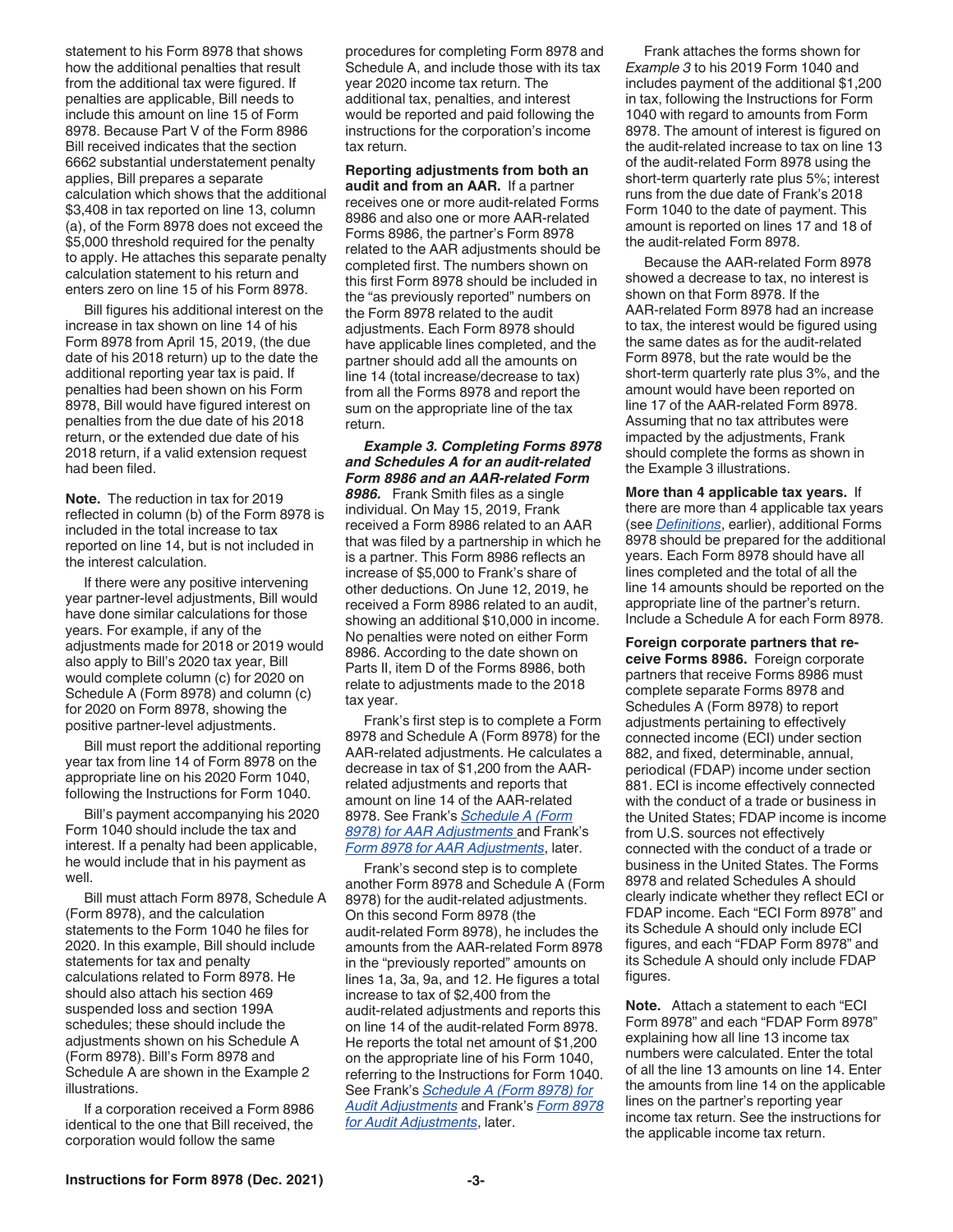statement to his Form 8978 that shows how the additional penalties that result from the additional tax were figured. If penalties are applicable, Bill needs to include this amount on line 15 of Form 8978. Because Part V of the Form 8986 Bill received indicates that the section 6662 substantial understatement penalty applies, Bill prepares a separate calculation which shows that the additional $3,408 in tax reported on line 13, column (a), of the Form 8978 does not exceed the $5,000 threshold required for the penalty to apply. He attaches this separate penalty calculation statement to his return and enters zero on line 15 of his Form 8978.

Bill figures his additional interest on the increase in tax shown on line 14 of his Form 8978 from April 15, 2019, (the due date of his 2018 return) up to the date the additional reporting year tax is paid. If penalties had been shown on his Form 8978, Bill would have figured interest on penalties from the due date of his 2018 return, or the extended due date of his 2018 return, if a valid extension request had been filed.

**Note.** The reduction in tax for 2019 reflected in column (b) of the Form 8978 is included in the total increase to tax reported on line 14, but is not included in the interest calculation.

If there were any positive intervening year partner-level adjustments, Bill would have done similar calculations for those years. For example, if any of the adjustments made for 2018 or 2019 would also apply to Bill's 2020 tax year, Bill would complete column (c) for 2020 on Schedule A (Form 8978) and column (c) for 2020 on Form 8978, showing the positive partner-level adjustments.

Bill must report the additional reporting year tax from line 14 of Form 8978 on the appropriate line on his 2020 Form 1040, following the Instructions for Form 1040.

Bill's payment accompanying his 2020 Form 1040 should include the tax and interest. If a penalty had been applicable, he would include that in his payment as well.

Bill must attach Form 8978, Schedule A (Form 8978), and the calculation statements to the Form 1040 he files for 2020. In this example, Bill should include statements for tax and penalty calculations related to Form 8978. He should also attach his section 469 suspended loss and section 199A schedules; these should include the adjustments shown on his Schedule A (Form 8978). Bill's Form 8978 and Schedule A are shown in the Example 2 illustrations.

If a corporation received a Form 8986 identical to the one that Bill received, the corporation would follow the same procedures for completing Form 8978 and Schedule A, and include those with its tax year 2020 income tax return. The additional tax, penalties, and interest would be reported and paid following the instructions for the corporation's income tax return.

**Reporting adjustments from both an audit and from an AAR.** If a partner receives one or more audit-related Forms 8986 and also one or more AAR-related Forms 8986, the partner's Form 8978 related to the AAR adjustments should be completed first. The numbers shown on this first Form 8978 should be included in the "as previously reported" numbers on the Form 8978 related to the audit adjustments. Each Form 8978 should have applicable lines completed, and the partner should add all the amounts on line 14 (total increase/decrease to tax) from all the Forms 8978 and report the sum on the appropriate line of the tax return.

***Example 3. Completing Forms 8978 and Schedules A for an audit-related Form 8986 and an AAR-related Form 8986.*** Frank Smith files as a single individual. On May 15, 2019, Frank received a Form 8986 related to an AAR that was filed by a partnership in which he is a partner. This Form 8986 reflects an increase of $5,000 to Frank's share of other deductions. On June 12, 2019, he received a Form 8986 related to an audit, showing an additional $10,000 in income. No penalties were noted on either Form 8986. According to the date shown on Parts II, item D of the Forms 8986, both relate to adjustments made to the 2018 tax year.

Frank's first step is to complete a Form 8978 and Schedule A (Form 8978) for the AAR-related adjustments. He calculates a decrease in tax of $1,200 from the AAR-related adjustments and reports that amount on line 14 of the AAR-related 8978. See Frank's *Schedule A (Form 8978) for AAR Adjustments* and Frank's *Form 8978 for AAR Adjustments*, later.

Frank's second step is to complete another Form 8978 and Schedule A (Form 8978) for the audit-related adjustments. On this second Form 8978 (the audit-related Form 8978), he includes the amounts from the AAR-related Form 8978 in the "previously reported" amounts on lines 1a, 3a, 9a, and 12. He figures a total increase to tax of $2,400 from the audit-related adjustments and reports this on line 14 of the audit-related Form 8978. He reports the total net amount of $1,200 on the appropriate line of his Form 1040, referring to the Instructions for Form 1040. See Frank's *Schedule A (Form 8978) for Audit Adjustments* and Frank's *Form 8978 for Audit Adjustments*, later.

Frank attaches the forms shown for *Example 3* to his 2019 Form 1040 and includes payment of the additional $1,200 in tax, following the Instructions for Form 1040 with regard to amounts from Form 8978. The amount of interest is figured on the audit-related increase to tax on line 13 of the audit-related Form 8978 using the short-term quarterly rate plus 5%; interest runs from the due date of Frank's 2018 Form 1040 to the date of payment. This amount is reported on lines 17 and 18 of the audit-related Form 8978.

Because the AAR-related Form 8978 showed a decrease to tax, no interest is shown on that Form 8978. If the AAR-related Form 8978 had an increase to tax, the interest would be figured using the same dates as for the audit-related Form 8978, but the rate would be the short-term quarterly rate plus 3%, and the amount would have been reported on line 17 of the AAR-related Form 8978. Assuming that no tax attributes were impacted by the adjustments, Frank should complete the forms as shown in the Example 3 illustrations.

**More than 4 applicable tax years.** If there are more than 4 applicable tax years (see *Definitions*, earlier), additional Forms 8978 should be prepared for the additional years. Each Form 8978 should have all lines completed and the total of all the line 14 amounts should be reported on the appropriate line of the partner's return. Include a Schedule A for each Form 8978.

**Foreign corporate partners that receive Forms 8986.** Foreign corporate partners that receive Forms 8986 must complete separate Forms 8978 and Schedules A (Form 8978) to report adjustments pertaining to effectively connected income (ECI) under section 882, and fixed, determinable, annual, periodical (FDAP) income under section 881. ECI is income effectively connected with the conduct of a trade or business in the United States; FDAP income is income from U.S. sources not effectively connected with the conduct of a trade or business in the United States. The Forms 8978 and related Schedules A should clearly indicate whether they reflect ECI or FDAP income. Each "ECI Form 8978" and its Schedule A should only include ECI figures, and each "FDAP Form 8978" and its Schedule A should only include FDAP figures.

**Note.** Attach a statement to each "ECI Form 8978" and each "FDAP Form 8978" explaining how all line 13 income tax numbers were calculated. Enter the total of all the line 13 amounts on line 14. Enter the amounts from line 14 on the applicable lines on the partner's reporting year income tax return. See the instructions for the applicable income tax return.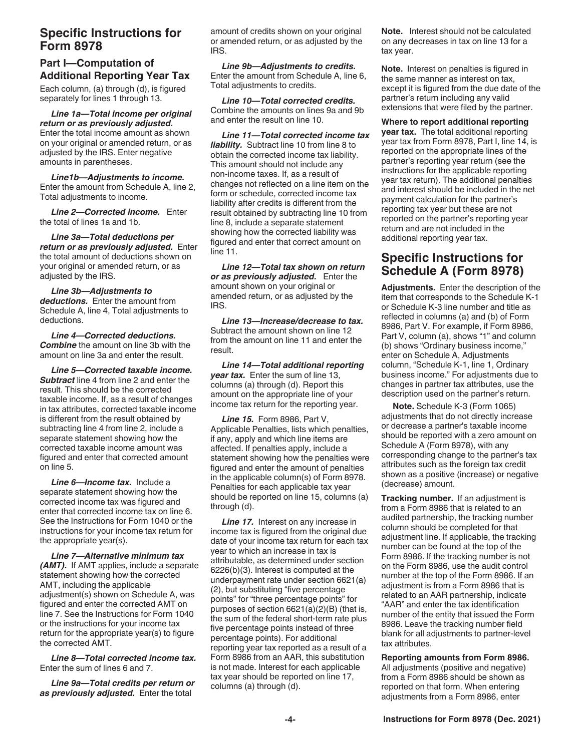## Specific Instructions for Form 8978

### Part I—Computation of Additional Reporting Year Tax

Each column, (a) through (d), is figured separately for lines 1 through 13.

***Line 1a—Total income per original return or as previously adjusted.*** Enter the total income amount as shown on your original or amended return, or as adjusted by the IRS. Enter negative amounts in parentheses.

***Line1b—Adjustments to income.*** Enter the amount from Schedule A, line 2, Total adjustments to income.

***Line 2—Corrected income.*** Enter the total of lines 1a and 1b.

***Line 3a—Total deductions per return or as previously adjusted.*** Enter the total amount of deductions shown on your original or amended return, or as adjusted by the IRS.

***Line 3b—Adjustments to deductions.*** Enter the amount from Schedule A, line 4, Total adjustments to deductions.

***Line 4—Corrected deductions.*** ***Combine*** the amount on line 3b with the amount on line 3a and enter the result.

***Line 5—Corrected taxable income.*** ***Subtract*** line 4 from line 2 and enter the result. This should be the corrected taxable income. If, as a result of changes in tax attributes, corrected taxable income is different from the result obtained by subtracting line 4 from line 2, include a separate statement showing how the corrected taxable income amount was figured and enter that corrected amount on line 5.

***Line 6—Income tax.*** Include a separate statement showing how the corrected income tax was figured and enter that corrected income tax on line 6. See the Instructions for Form 1040 or the instructions for your income tax return for the appropriate year(s).

***Line 7—Alternative minimum tax (AMT).*** If AMT applies, include a separate statement showing how the corrected AMT, including the applicable adjustment(s) shown on Schedule A, was figured and enter the corrected AMT on line 7. See the Instructions for Form 1040 or the instructions for your income tax return for the appropriate year(s) to figure the corrected AMT.

***Line 8—Total corrected income tax.*** Enter the sum of lines 6 and 7.

***Line 9a—Total credits per return or as previously adjusted.*** Enter the total amount of credits shown on your original or amended return, or as adjusted by the IRS.

***Line 9b—Adjustments to credits.*** Enter the amount from Schedule A, line 6, Total adjustments to credits.

***Line 10—Total corrected credits.*** Combine the amounts on lines 9a and 9b and enter the result on line 10.

***Line 11—Total corrected income tax liability.*** Subtract line 10 from line 8 to obtain the corrected income tax liability. This amount should not include any non-income taxes. If, as a result of changes not reflected on a line item on the form or schedule, corrected income tax liability after credits is different from the result obtained by subtracting line 10 from line 8, include a separate statement showing how the corrected liability was figured and enter that correct amount on line 11.

***Line 12—Total tax shown on return or as previously adjusted.*** Enter the amount shown on your original or amended return, or as adjusted by the IRS.

***Line 13—Increase/decrease to tax.*** Subtract the amount shown on line 12 from the amount on line 11 and enter the result.

***Line 14—Total additional reporting year tax.*** Enter the sum of line 13, columns (a) through (d). Report this amount on the appropriate line of your income tax return for the reporting year.

***Line 15.*** Form 8986, Part V, Applicable Penalties, lists which penalties, if any, apply and which line items are affected. If penalties apply, include a statement showing how the penalties were figured and enter the amount of penalties in the applicable column(s) of Form 8978. Penalties for each applicable tax year should be reported on line 15, columns (a) through (d).

***Line 17.*** Interest on any increase in income tax is figured from the original due date of your income tax return for each tax year to which an increase in tax is attributable, as determined under section 6226(b)(3). Interest is computed at the underpayment rate under section 6621(a)(2), but substituting "five percentage points" for "three percentage points" for purposes of section 6621(a)(2)(B) (that is, the sum of the federal short-term rate plus five percentage points instead of three percentage points). For additional reporting year tax reported as a result of a Form 8986 from an AAR, this substitution is not made. Interest for each applicable tax year should be reported on line 17, columns (a) through (d).

**Note.** Interest should not be calculated on any decreases in tax on line 13 for a tax year.

**Note.** Interest on penalties is figured in the same manner as interest on tax, except it is figured from the due date of the partner's return including any valid extensions that were filed by the partner.

**Where to report additional reporting year tax.** The total additional reporting year tax from Form 8978, Part I, line 14, is reported on the appropriate lines of the partner's reporting year return (see the instructions for the applicable reporting year tax return). The additional penalties and interest should be included in the net payment calculation for the partner's reporting tax year but these are not reported on the partner's reporting year return and are not included in the additional reporting year tax.

## Specific Instructions for Schedule A (Form 8978)

**Adjustments.** Enter the description of the item that corresponds to the Schedule K-1 or Schedule K-3 line number and title as reflected in columns (a) and (b) of Form 8986, Part V. For example, if Form 8986, Part V, column (a), shows "1" and column (b) shows "Ordinary business income," enter on Schedule A, Adjustments column, "Schedule K-1, line 1, Ordinary business income." For adjustments due to changes in partner tax attributes, use the description used on the partner's return.

**Note.** Schedule K-3 (Form 1065) adjustments that do not directly increase or decrease a partner's taxable income should be reported with a zero amount on Schedule A (Form 8978), with any corresponding change to the partner's tax attributes such as the foreign tax credit shown as a positive (increase) or negative (decrease) amount.

**Tracking number.** If an adjustment is from a Form 8986 that is related to an audited partnership, the tracking number column should be completed for that adjustment line. If applicable, the tracking number can be found at the top of the Form 8986. If the tracking number is not on the Form 8986, use the audit control number at the top of the Form 8986. If an adjustment is from a Form 8986 that is related to an AAR partnership, indicate "AAR" and enter the tax identification number of the entity that issued the Form 8986. Leave the tracking number field blank for all adjustments to partner-level tax attributes.

**Reporting amounts from Form 8986.** All adjustments (positive and negative) from a Form 8986 should be shown as reported on that form. When entering adjustments from a Form 8986, enter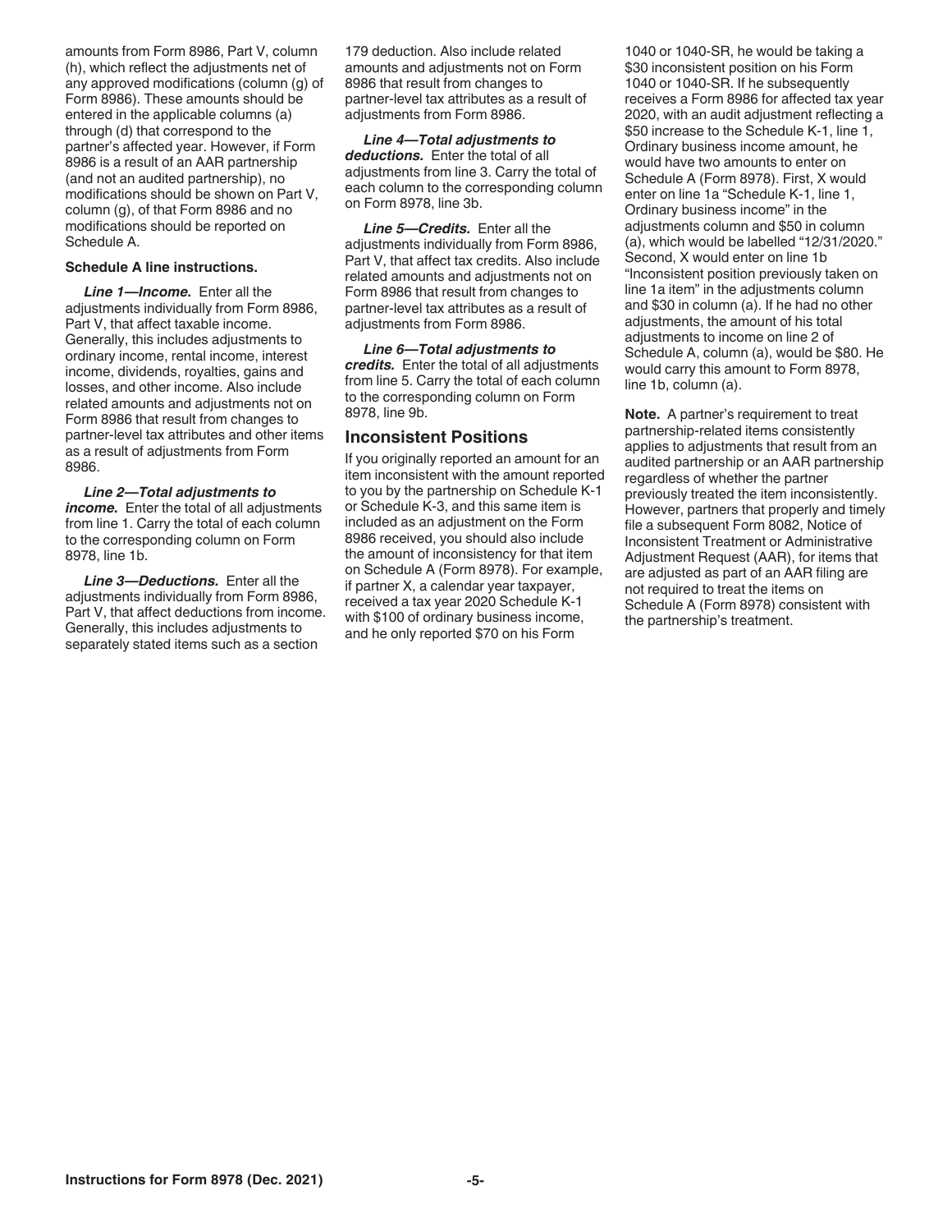amounts from Form 8986, Part V, column (h), which reflect the adjustments net of any approved modifications (column (g) of Form 8986). These amounts should be entered in the applicable columns (a) through (d) that correspond to the partner's affected year. However, if Form 8986 is a result of an AAR partnership (and not an audited partnership), no modifications should be shown on Part V, column (g), of that Form 8986 and no modifications should be reported on Schedule A.

**Schedule A line instructions.**

***Line 1—Income.*** Enter all the adjustments individually from Form 8986, Part V, that affect taxable income. Generally, this includes adjustments to ordinary income, rental income, interest income, dividends, royalties, gains and losses, and other income. Also include related amounts and adjustments not on Form 8986 that result from changes to partner-level tax attributes and other items as a result of adjustments from Form 8986.

***Line 2—Total adjustments to income.*** Enter the total of all adjustments from line 1. Carry the total of each column to the corresponding column on Form 8978, line 1b.

***Line 3—Deductions.*** Enter all the adjustments individually from Form 8986, Part V, that affect deductions from income. Generally, this includes adjustments to separately stated items such as a section 179 deduction. Also include related amounts and adjustments not on Form 8986 that result from changes to partner-level tax attributes as a result of adjustments from Form 8986.

***Line 4—Total adjustments to deductions.*** Enter the total of all adjustments from line 3. Carry the total of each column to the corresponding column on Form 8978, line 3b.

***Line 5—Credits.*** Enter all the adjustments individually from Form 8986, Part V, that affect tax credits. Also include related amounts and adjustments not on Form 8986 that result from changes to partner-level tax attributes as a result of adjustments from Form 8986.

***Line 6—Total adjustments to credits.*** Enter the total of all adjustments from line 5. Carry the total of each column to the corresponding column on Form 8978, line 9b.

## Inconsistent Positions

If you originally reported an amount for an item inconsistent with the amount reported to you by the partnership on Schedule K-1 or Schedule K-3, and this same item is included as an adjustment on the Form 8986 received, you should also include the amount of inconsistency for that item on Schedule A (Form 8978). For example, if partner X, a calendar year taxpayer, received a tax year 2020 Schedule K-1 with $100 of ordinary business income, and he only reported $70 on his Form 1040 or 1040-SR, he would be taking a $30 inconsistent position on his Form 1040 or 1040-SR. If he subsequently receives a Form 8986 for affected tax year 2020, with an audit adjustment reflecting a $50 increase to the Schedule K-1, line 1, Ordinary business income amount, he would have two amounts to enter on Schedule A (Form 8978). First, X would enter on line 1a "Schedule K-1, line 1, Ordinary business income" in the adjustments column and $50 in column (a), which would be labelled "12/31/2020." Second, X would enter on line 1b "Inconsistent position previously taken on line 1a item" in the adjustments column and $30 in column (a). If he had no other adjustments, the amount of his total adjustments to income on line 2 of Schedule A, column (a), would be $80. He would carry this amount to Form 8978, line 1b, column (a).

**Note.** A partner's requirement to treat partnership-related items consistently applies to adjustments that result from an audited partnership or an AAR partnership regardless of whether the partner previously treated the item inconsistently. However, partners that properly and timely file a subsequent Form 8082, Notice of Inconsistent Treatment or Administrative Adjustment Request (AAR), for items that are adjusted as part of an AAR filing are not required to treat the items on Schedule A (Form 8978) consistent with the partnership's treatment.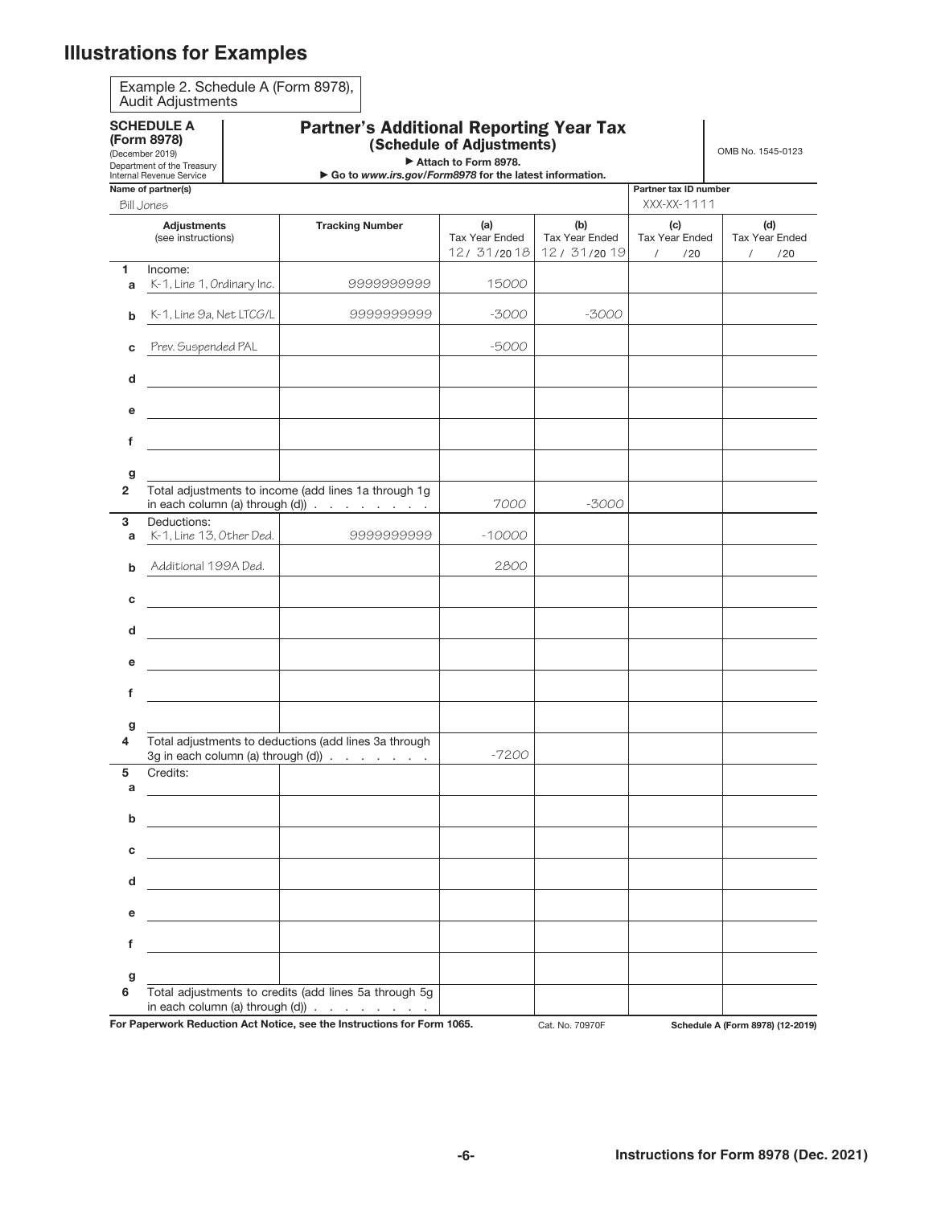## Illustrations for Examples

Example 2. Schedule A (Form 8978), Audit Adjustments

**SCHEDULE A (Form 8978)**
(December 2019)
Department of the Treasury
Internal Revenue Service

# Partner's Additional Reporting Year Tax
## (Schedule of Adjustments)

▶ Attach to Form 8978.
▶ Go to *www.irs.gov/Form8978* for the latest information.

OMB No. 1545-0123

| Name of partner(s) | Partner tax ID number |
|---|---|
| Bill Jones | XXX-XX-1111 |

| | Adjustments (see instructions) | Tracking Number | (a) Tax Year Ended 12/31/2018 | (b) Tax Year Ended 12/31/2019 | (c) Tax Year Ended / /20 | (d) Tax Year Ended / /20 |
|---|---|---|---|---|---|---|
| **1** | Income: | | | | | |
| **a** | K-1, Line 1, Ordinary Inc. | 9999999999 | 15000 | | | |
| **b** | K-1, Line 9a, Net LTCG/L | 9999999999 | -3000 | -3000 | | |
| **c** | Prev. Suspended PAL | | -5000 | | | |
| **d** | | | | | | |
| **e** | | | | | | |
| **f** | | | | | | |
| **g** | | | | | | |
| **2** | Total adjustments to income (add lines 1a through 1g in each column (a) through (d)) | | 7000 | -3000 | | |
| **3** | Deductions: | | | | | |
| **a** | K-1, Line 13, Other Ded. | 9999999999 | -10000 | | | |
| **b** | Additional 199A Ded. | | 2800 | | | |
| **c** | | | | | | |
| **d** | | | | | | |
| **e** | | | | | | |
| **f** | | | | | | |
| **g** | | | | | | |
| **4** | Total adjustments to deductions (add lines 3a through 3g in each column (a) through (d)) | | -7200 | | | |
| **5** | Credits: | | | | | |
| **a** | | | | | | |
| **b** | | | | | | |
| **c** | | | | | | |
| **d** | | | | | | |
| **e** | | | | | | |
| **f** | | | | | | |
| **g** | | | | | | |
| **6** | Total adjustments to credits (add lines 5a through 5g in each column (a) through (d)) | | | | | |

**For Paperwork Reduction Act Notice, see the Instructions for Form 1065.** Cat. No. 70970F **Schedule A (Form 8978) (12-2019)**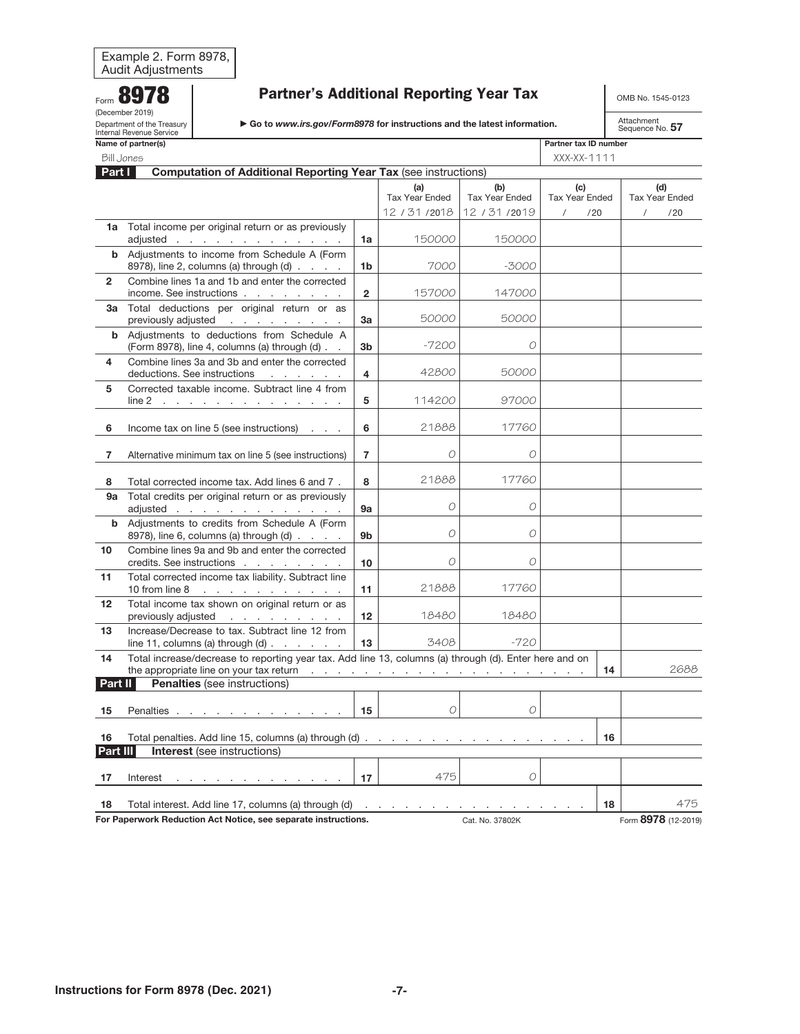Example 2. Form 8978, Audit Adjustments

# Form 8978 — Partner's Additional Reporting Year Tax

(December 2019)
Department of the Treasury
Internal Revenue Service

► Go to *www.irs.gov/Form8978* for instructions and the latest information.

OMB No. 1545-0123
Attachment Sequence No. **57**

**Name of partner(s):** Bill Jones
**Partner tax ID number:** XXX-XX-1111

## Part I Computation of Additional Reporting Year Tax (see instructions)

| | | | (a) Tax Year Ended 12 / 31 /2018 | (b) Tax Year Ended 12 / 31 /2019 | (c) Tax Year Ended / /20 | (d) Tax Year Ended / /20 |
|---|---|---|---|---|---|---|
| 1a | Total income per original return or as previously adjusted | 1a | 150000 | 150000 | | |
| b | Adjustments to income from Schedule A (Form 8978), line 2, columns (a) through (d) | 1b | 7000 | -3000 | | |
| 2 | Combine lines 1a and 1b and enter the corrected income. See instructions | 2 | 157000 | 147000 | | |
| 3a | Total deductions per original return or as previously adjusted | 3a | 50000 | 50000 | | |
| b | Adjustments to deductions from Schedule A (Form 8978), line 4, columns (a) through (d) | 3b | -7200 | 0 | | |
| 4 | Combine lines 3a and 3b and enter the corrected deductions. See instructions | 4 | 42800 | 50000 | | |
| 5 | Corrected taxable income. Subtract line 4 from line 2 | 5 | 114200 | 97000 | | |
| 6 | Income tax on line 5 (see instructions) | 6 | 21888 | 17760 | | |
| 7 | Alternative minimum tax on line 5 (see instructions) | 7 | 0 | 0 | | |
| 8 | Total corrected income tax. Add lines 6 and 7 | 8 | 21888 | 17760 | | |
| 9a | Total credits per original return or as previously adjusted | 9a | 0 | 0 | | |
| b | Adjustments to credits from Schedule A (Form 8978), line 6, columns (a) through (d) | 9b | 0 | 0 | | |
| 10 | Combine lines 9a and 9b and enter the corrected credits. See instructions | 10 | 0 | 0 | | |
| 11 | Total corrected income tax liability. Subtract line 10 from line 8 | 11 | 21888 | 17760 | | |
| 12 | Total income tax shown on original return or as previously adjusted | 12 | 18480 | 18480 | | |
| 13 | Increase/Decrease to tax. Subtract line 12 from line 11, columns (a) through (d) | 13 | 3408 | -720 | | |
| 14 | Total increase/decrease to reporting year tax. Add line 13, columns (a) through (d). Enter here and on the appropriate line on your tax return | 14 | | | | 2688 |

## Part II Penalties (see instructions)

| | | | (a) | (b) | (c) | (d) |
|---|---|---|---|---|---|---|
| 15 | Penalties | 15 | 0 | 0 | | |
| 16 | Total penalties. Add line 15, columns (a) through (d) | 16 | | | | |

## Part III Interest (see instructions)

| | | | (a) | (b) | (c) | (d) |
|---|---|---|---|---|---|---|
| 17 | Interest | 17 | 475 | 0 | | |
| 18 | Total interest. Add line 17, columns (a) through (d) | 18 | | | | 475 |

**For Paperwork Reduction Act Notice, see separate instructions.** Cat. No. 37802K Form **8978** (12-2019)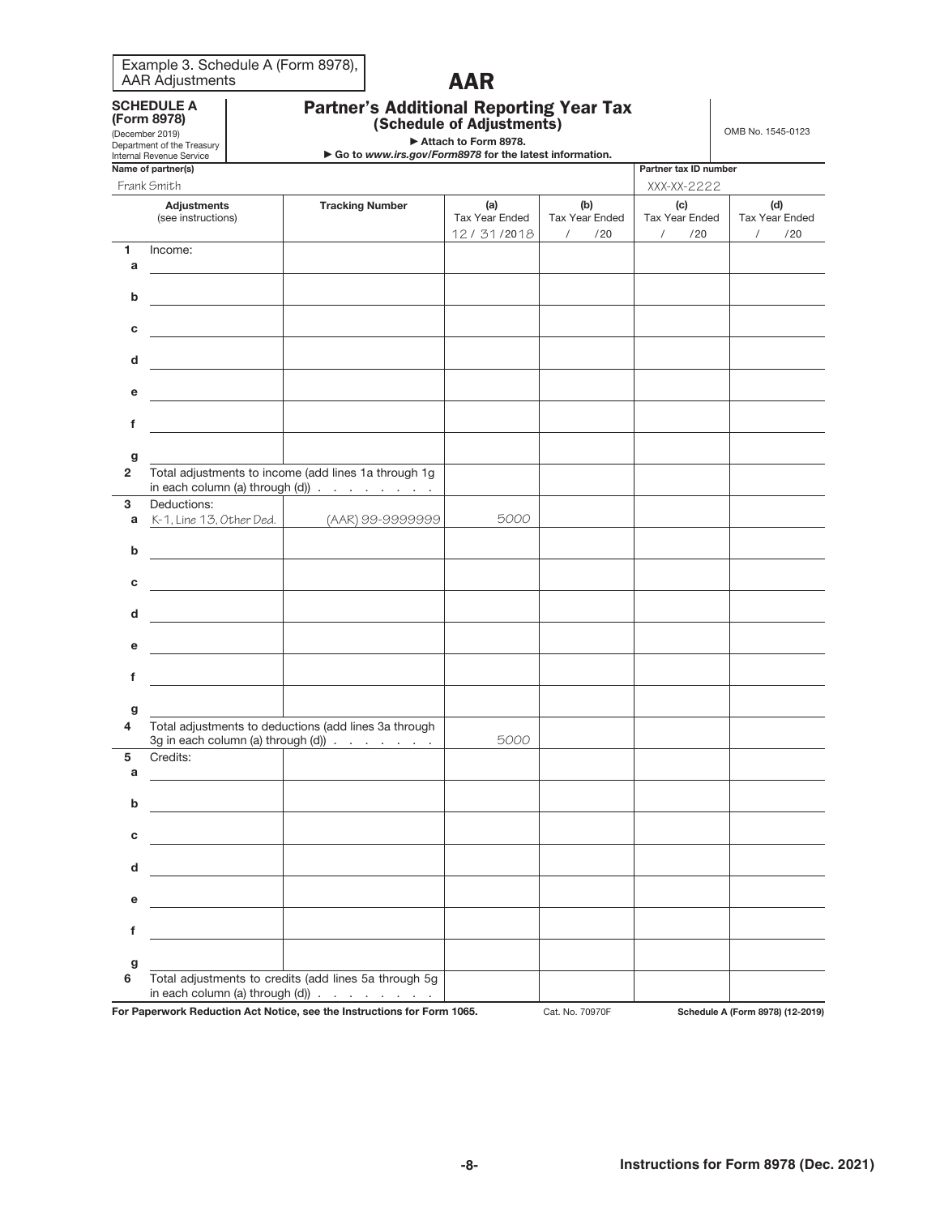Example 3. Schedule A (Form 8978), AAR Adjustments

# AAR

**SCHEDULE A (Form 8978)**
(December 2019)
Department of the Treasury
Internal Revenue Service

## Partner's Additional Reporting Year Tax
### (Schedule of Adjustments)

► Attach to Form 8978.
► Go to *www.irs.gov/Form8978* for the latest information.

OMB No. 1545-0123

**Name of partner(s)**: Frank Smith

**Partner tax ID number**: XXX-XX-2222

| | Adjustments (see instructions) | Tracking Number | (a) Tax Year Ended 12 / 31 /2018 | (b) Tax Year Ended / /20 | (c) Tax Year Ended / /20 | (d) Tax Year Ended / /20 |
|---|---|---|---|---|---|---|
| **1** | Income: | | | | | |
| **a** | | | | | | |
| **b** | | | | | | |
| **c** | | | | | | |
| **d** | | | | | | |
| **e** | | | | | | |
| **f** | | | | | | |
| **g** | | | | | | |
| **2** | Total adjustments to income (add lines 1a through 1g in each column (a) through (d)) | | | | | |
| **3** | Deductions: | | | | | |
| **a** | K-1, Line 13, Other Ded. | (AAR) 99-9999999 | 5000 | | | |
| **b** | | | | | | |
| **c** | | | | | | |
| **d** | | | | | | |
| **e** | | | | | | |
| **f** | | | | | | |
| **g** | | | | | | |
| **4** | Total adjustments to deductions (add lines 3a through 3g in each column (a) through (d)) | | 5000 | | | |
| **5** | Credits: | | | | | |
| **a** | | | | | | |
| **b** | | | | | | |
| **c** | | | | | | |
| **d** | | | | | | |
| **e** | | | | | | |
| **f** | | | | | | |
| **g** | | | | | | |
| **6** | Total adjustments to credits (add lines 5a through 5g in each column (a) through (d)) | | | | | |

**For Paperwork Reduction Act Notice, see the Instructions for Form 1065.** Cat. No. 70970F **Schedule A (Form 8978) (12-2019)**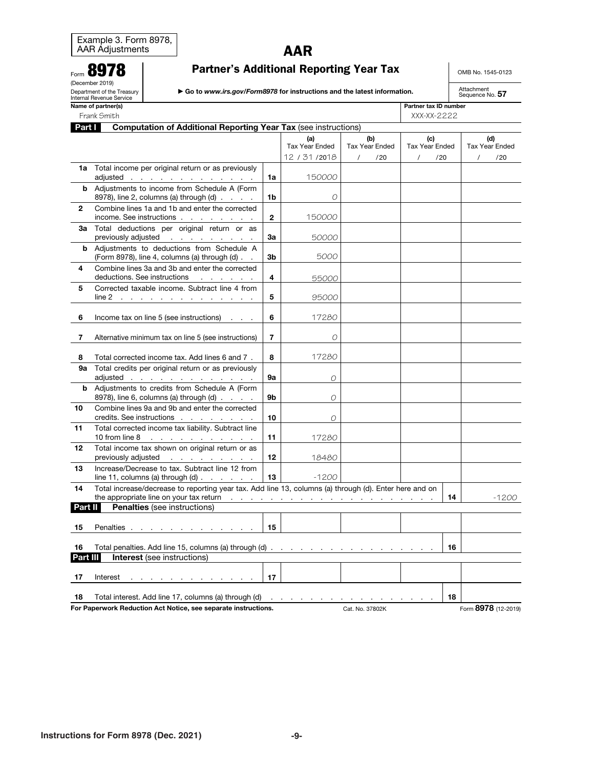Example 3. Form 8978, AAR Adjustments

# AAR

Form **8978** (December 2019) Department of the Treasury Internal Revenue Service

## Partner's Additional Reporting Year Tax

► Go to *www.irs.gov/Form8978* for instructions and the latest information.

OMB No. 1545-0123

Attachment Sequence No. **57**

**Name of partner(s)** Frank Smith

**Partner tax ID number** XXX-XX-2222

**Part I Computation of Additional Reporting Year Tax** (see instructions)

| | | | (a) Tax Year Ended 12 / 31 /2018 | (b) Tax Year Ended / /20 | (c) Tax Year Ended / /20 | (d) Tax Year Ended / /20 |
|---|---|---|---|---|---|---|
| **1a** | Total income per original return or as previously adjusted | 1a | 150000 | | | |
| **b** | Adjustments to income from Schedule A (Form 8978), line 2, columns (a) through (d) | 1b | 0 | | | |
| **2** | Combine lines 1a and 1b and enter the corrected income. See instructions | 2 | 150000 | | | |
| **3a** | Total deductions per original return or as previously adjusted | 3a | 50000 | | | |
| **b** | Adjustments to deductions from Schedule A (Form 8978), line 4, columns (a) through (d) | 3b | 5000 | | | |
| **4** | Combine lines 3a and 3b and enter the corrected deductions. See instructions | 4 | 55000 | | | |
| **5** | Corrected taxable income. Subtract line 4 from line 2 | 5 | 95000 | | | |
| **6** | Income tax on line 5 (see instructions) | 6 | 17280 | | | |
| **7** | Alternative minimum tax on line 5 (see instructions) | 7 | 0 | | | |
| **8** | Total corrected income tax. Add lines 6 and 7 | 8 | 17280 | | | |
| **9a** | Total credits per original return or as previously adjusted | 9a | 0 | | | |
| **b** | Adjustments to credits from Schedule A (Form 8978), line 6, columns (a) through (d) | 9b | 0 | | | |
| **10** | Combine lines 9a and 9b and enter the corrected credits. See instructions | 10 | 0 | | | |
| **11** | Total corrected income tax liability. Subtract line 10 from line 8 | 11 | 17280 | | | |
| **12** | Total income tax shown on original return or as previously adjusted | 12 | 18480 | | | |
| **13** | Increase/Decrease to tax. Subtract line 12 from line 11, columns (a) through (d) | 13 | -1200 | | | |

| | | | |
|---|---|---|---|
| **14** | Total increase/decrease to reporting year tax. Add line 13, columns (a) through (d). Enter here and on the appropriate line on your tax return | 14 | -1200 |

**Part II Penalties** (see instructions)

| | | | (a) | (b) | (c) | (d) |
|---|---|---|---|---|---|---|
| **15** | Penalties | 15 | | | | |

| | | | |
|---|---|---|---|
| **16** | Total penalties. Add line 15, columns (a) through (d) | 16 | |

**Part III Interest** (see instructions)

| | | | (a) | (b) | (c) | (d) |
|---|---|---|---|---|---|---|
| **17** | Interest | 17 | | | | |

| | | | |
|---|---|---|---|
| **18** | Total interest. Add line 17, columns (a) through (d) | 18 | |

**For Paperwork Reduction Act Notice, see separate instructions.** Cat. No. 37802K Form **8978** (12-2019)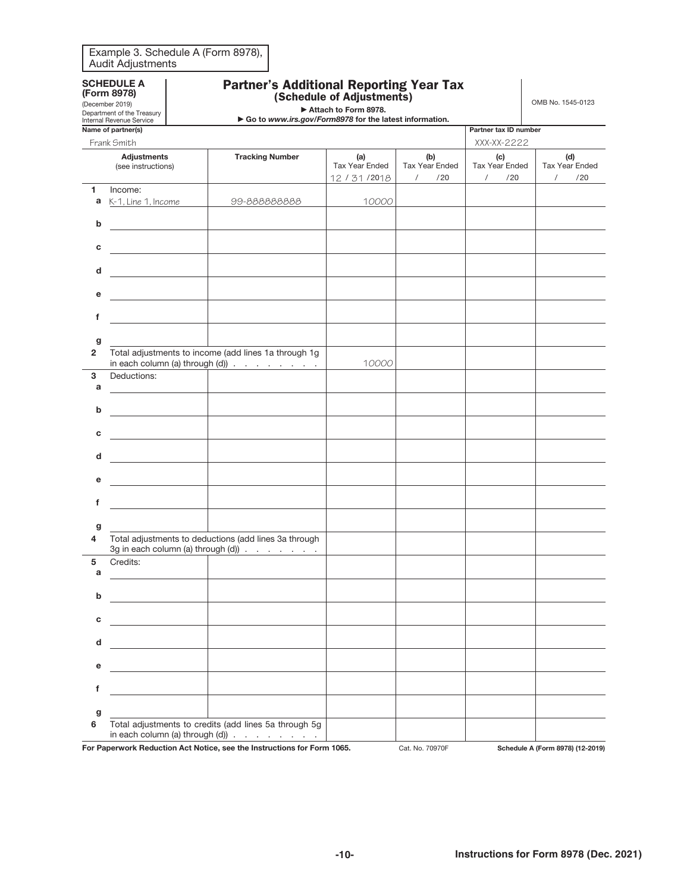Example 3. Schedule A (Form 8978), Audit Adjustments

**SCHEDULE A (Form 8978)**
(December 2019)
Department of the Treasury
Internal Revenue Service

# Partner's Additional Reporting Year Tax
## (Schedule of Adjustments)

► Attach to Form 8978.
► Go to *www.irs.gov/Form8978* for the latest information.

OMB No. 1545-0123

**Name of partner(s)**
Frank Smith

**Partner tax ID number**
XXX-XX-2222

| | Adjustments (see instructions) | Tracking Number | (a) Tax Year Ended 12 / 31 /2018 | (b) Tax Year Ended / /20 | (c) Tax Year Ended / /20 | (d) Tax Year Ended / /20 |
|---|---|---|---|---|---|---|
| **1** | Income: | | | | | |
| **a** | K-1, Line 1, Income | 99-888888888 | 10000 | | | |
| **b** | | | | | | |
| **c** | | | | | | |
| **d** | | | | | | |
| **e** | | | | | | |
| **f** | | | | | | |
| **g** | | | | | | |
| **2** | Total adjustments to income (add lines 1a through 1g in each column (a) through (d)) . . . . . . . . | | 10000 | | | |
| **3** | Deductions: | | | | | |
| **a** | | | | | | |
| **b** | | | | | | |
| **c** | | | | | | |
| **d** | | | | | | |
| **e** | | | | | | |
| **f** | | | | | | |
| **g** | | | | | | |
| **4** | Total adjustments to deductions (add lines 3a through 3g in each column (a) through (d)) . . . . . . . | | | | | |
| **5** | Credits: | | | | | |
| **a** | | | | | | |
| **b** | | | | | | |
| **c** | | | | | | |
| **d** | | | | | | |
| **e** | | | | | | |
| **f** | | | | | | |
| **g** | | | | | | |
| **6** | Total adjustments to credits (add lines 5a through 5g in each column (a) through (d)) . . . . . . . . | | | | | |

**For Paperwork Reduction Act Notice, see the Instructions for Form 1065.** Cat. No. 70970F **Schedule A (Form 8978) (12-2019)**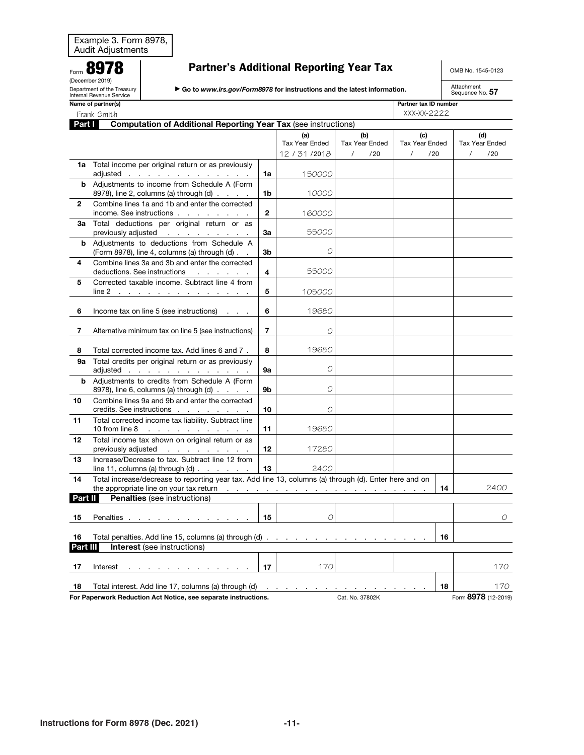Example 3. Form 8978, Audit Adjustments

# Form 8978 — Partner's Additional Reporting Year Tax

(December 2019)
Department of the Treasury
Internal Revenue Service

▶ Go to *www.irs.gov/Form8978* for instructions and the latest information.

OMB No. 1545-0123
Attachment Sequence No. **57**

**Name of partner(s)**: Frank Smith
**Partner tax ID number**: XXX-XX-2222

## Part I Computation of Additional Reporting Year Tax (see instructions)

| | | | (a) Tax Year Ended 12 / 31 /2018 | (b) Tax Year Ended / /20 | (c) Tax Year Ended / /20 | (d) Tax Year Ended / /20 |
|---|---|---|---|---|---|---|
| 1a | Total income per original return or as previously adjusted | 1a | 150000 | | | |
| b | Adjustments to income from Schedule A (Form 8978), line 2, columns (a) through (d) | 1b | 10000 | | | |
| 2 | Combine lines 1a and 1b and enter the corrected income. See instructions | 2 | 160000 | | | |
| 3a | Total deductions per original return or as previously adjusted | 3a | 55000 | | | |
| b | Adjustments to deductions from Schedule A (Form 8978), line 4, columns (a) through (d) | 3b | 0 | | | |
| 4 | Combine lines 3a and 3b and enter the corrected deductions. See instructions | 4 | 55000 | | | |
| 5 | Corrected taxable income. Subtract line 4 from line 2 | 5 | 105000 | | | |
| 6 | Income tax on line 5 (see instructions) | 6 | 19680 | | | |
| 7 | Alternative minimum tax on line 5 (see instructions) | 7 | 0 | | | |
| 8 | Total corrected income tax. Add lines 6 and 7 | 8 | 19680 | | | |
| 9a | Total credits per original return or as previously adjusted | 9a | 0 | | | |
| b | Adjustments to credits from Schedule A (Form 8978), line 6, columns (a) through (d) | 9b | 0 | | | |
| 10 | Combine lines 9a and 9b and enter the corrected credits. See instructions | 10 | 0 | | | |
| 11 | Total corrected income tax liability. Subtract line 10 from line 8 | 11 | 19680 | | | |
| 12 | Total income tax shown on original return or as previously adjusted | 12 | 17280 | | | |
| 13 | Increase/Decrease to tax. Subtract line 12 from line 11, columns (a) through (d) | 13 | 2400 | | | |

| | | | |
|---|---|---|---|
| 14 | Total increase/decrease to reporting year tax. Add line 13, columns (a) through (d). Enter here and on the appropriate line on your tax return | 14 | 2400 |

## Part II Penalties (see instructions)

| | | | (a) | (b) | (c) | (d) |
|---|---|---|---|---|---|---|
| 15 | Penalties | 15 | 0 | | | 0 |

| | | | |
|---|---|---|---|
| 16 | Total penalties. Add line 15, columns (a) through (d) | 16 | |

## Part III Interest (see instructions)

| | | | (a) | (b) | (c) | (d) |
|---|---|---|---|---|---|---|
| 17 | Interest | 17 | 170 | | | 170 |

| | | | |
|---|---|---|---|
| 18 | Total interest. Add line 17, columns (a) through (d) | 18 | 170 |

**For Paperwork Reduction Act Notice, see separate instructions.** Cat. No. 37802K Form **8978** (12-2019)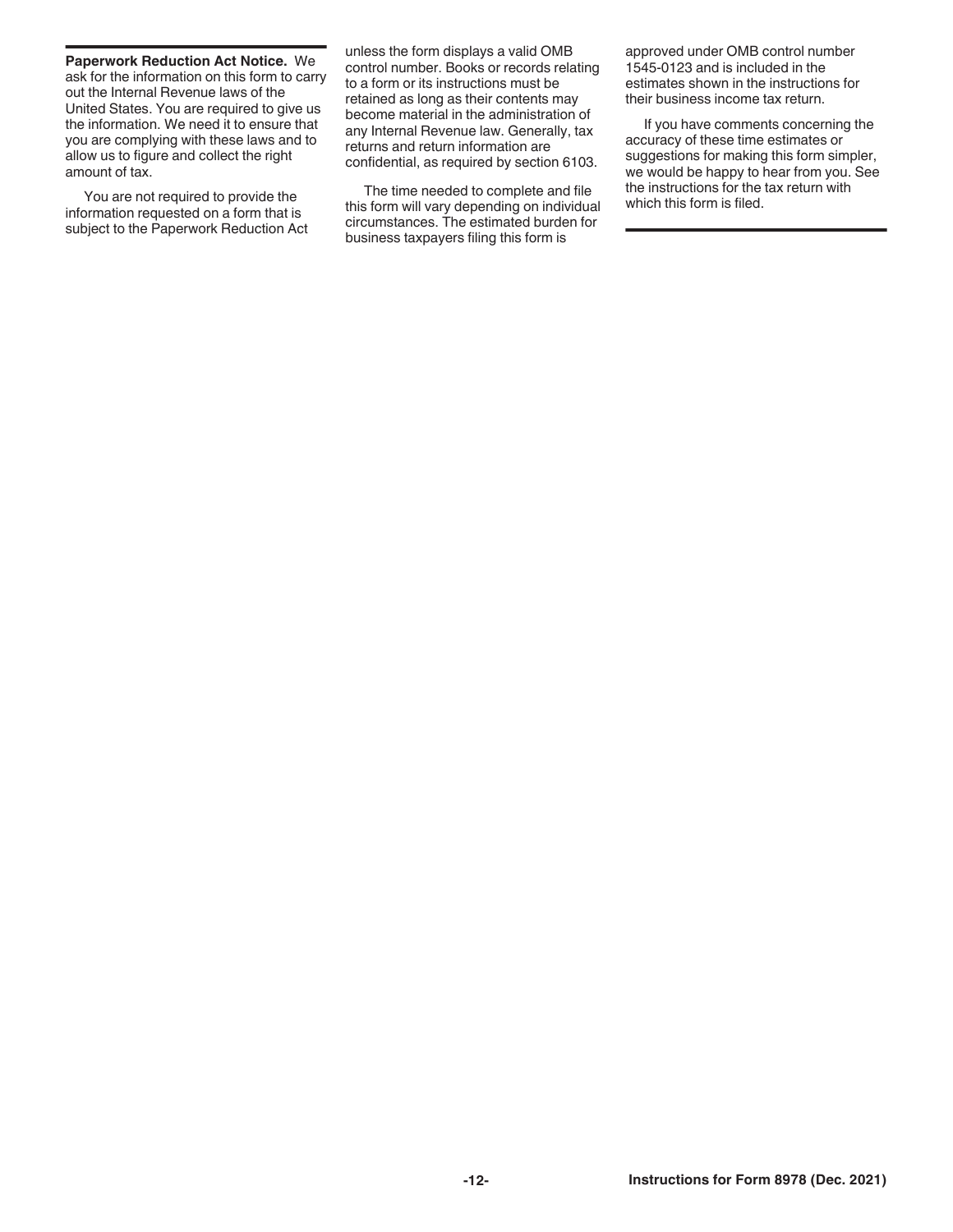**Paperwork Reduction Act Notice.** We ask for the information on this form to carry out the Internal Revenue laws of the United States. You are required to give us the information. We need it to ensure that you are complying with these laws and to allow us to figure and collect the right amount of tax.

You are not required to provide the information requested on a form that is subject to the Paperwork Reduction Act unless the form displays a valid OMB control number. Books or records relating to a form or its instructions must be retained as long as their contents may become material in the administration of any Internal Revenue law. Generally, tax returns and return information are confidential, as required by section 6103.

The time needed to complete and file this form will vary depending on individual circumstances. The estimated burden for business taxpayers filing this form is approved under OMB control number 1545-0123 and is included in the estimates shown in the instructions for their business income tax return.

If you have comments concerning the accuracy of these time estimates or suggestions for making this form simpler, we would be happy to hear from you. See the instructions for the tax return with which this form is filed.